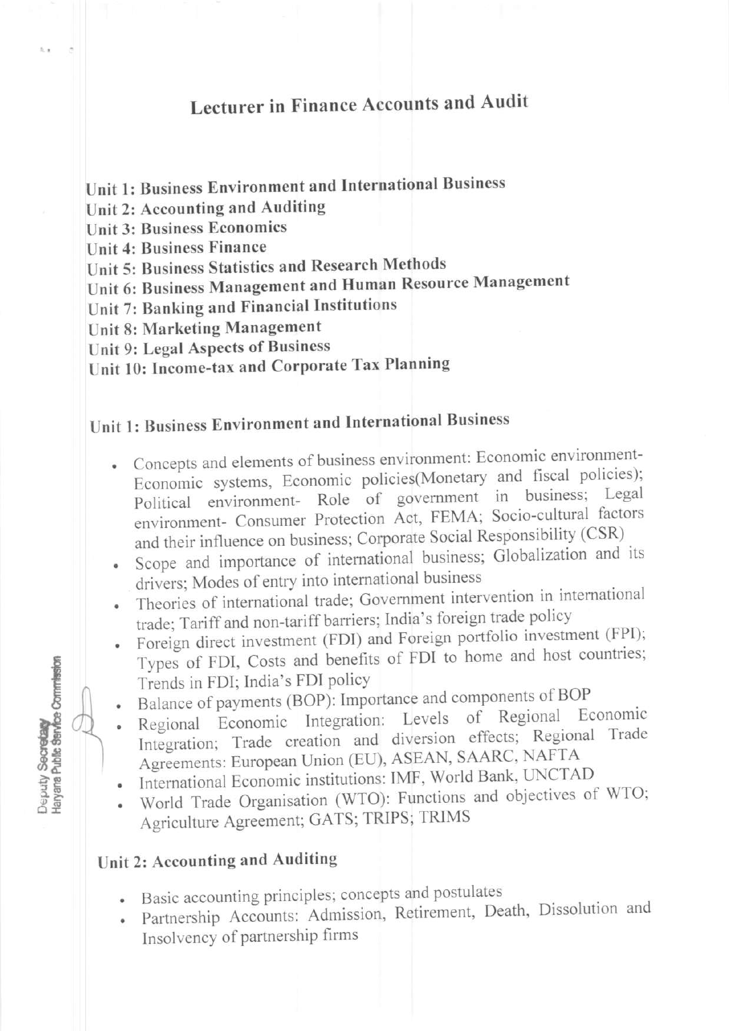# Lecturer in Finance Accounts and Audit

**Unit 1: Business Environment and International Business**
**Unit 2: Accounting and Auditing**
**Unit 3: Business Economics**
**Unit 4: Business Finance**
**Unit 5: Business Statistics and Research Methods**
**Unit 6: Business Management and Human Resource Management**
**Unit 7: Banking and Financial Institutions**
**Unit 8: Marketing Management**
**Unit 9: Legal Aspects of Business**
**Unit 10: Income-tax and Corporate Tax Planning**

## Unit 1: Business Environment and International Business

- Concepts and elements of business environment: Economic environment- Economic systems, Economic policies(Monetary and fiscal policies); Political environment- Role of government in business; Legal environment- Consumer Protection Act, FEMA; Socio-cultural factors and their influence on business; Corporate Social Responsibility (CSR)
- Scope and importance of international business; Globalization and its drivers; Modes of entry into international business
- Theories of international trade; Government intervention in international trade; Tariff and non-tariff barriers; India's foreign trade policy
- Foreign direct investment (FDI) and Foreign portfolio investment (FPI); Types of FDI, Costs and benefits of FDI to home and host countries; Trends in FDI; India's FDI policy
- Balance of payments (BOP): Importance and components of BOP
- Regional Economic Integration: Levels of Regional Economic Integration; Trade creation and diversion effects; Regional Trade Agreements: European Union (EU), ASEAN, SAARC, NAFTA
- International Economic institutions: IMF, World Bank, UNCTAD
- World Trade Organisation (WTO): Functions and objectives of WTO; Agriculture Agreement; GATS; TRIPS; TRIMS

## Unit 2: Accounting and Auditing

- Basic accounting principles; concepts and postulates
- Partnership Accounts: Admission, Retirement, Death, Dissolution and Insolvency of partnership firms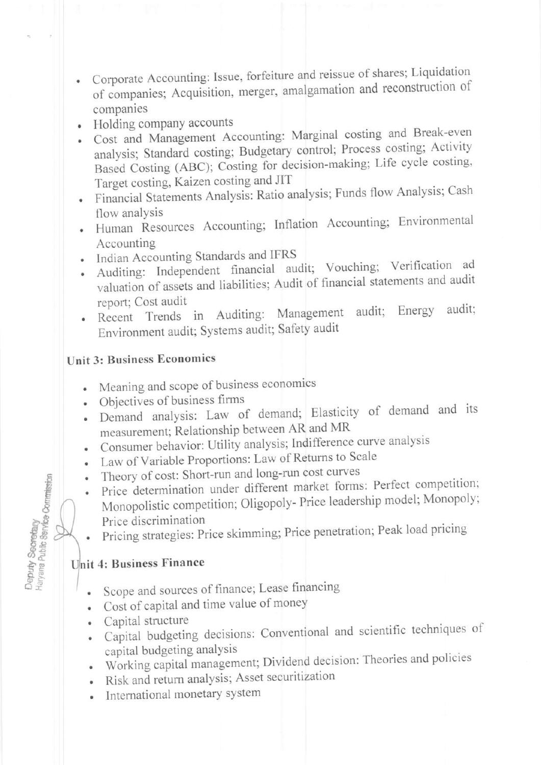- Corporate Accounting: Issue, forfeiture and reissue of shares; Liquidation of companies; Acquisition, merger, amalgamation and reconstruction of companies
- Holding company accounts
- Cost and Management Accounting: Marginal costing and Break-even analysis; Standard costing; Budgetary control; Process costing; Activity Based Costing (ABC); Costing for decision-making; Life cycle costing, Target costing, Kaizen costing and JIT
- Financial Statements Analysis: Ratio analysis; Funds flow Analysis; Cash flow analysis
- Human Resources Accounting; Inflation Accounting; Environmental Accounting
- Indian Accounting Standards and IFRS
- Auditing: Independent financial audit; Vouching; Verification ad valuation of assets and liabilities; Audit of financial statements and audit report; Cost audit
- Recent Trends in Auditing: Management audit; Energy audit; Environment audit; Systems audit; Safety audit

### Unit 3: Business Economics

- Meaning and scope of business economics
- Objectives of business firms
- Demand analysis: Law of demand; Elasticity of demand and its measurement; Relationship between AR and MR
- Consumer behavior: Utility analysis; Indifference curve analysis
- Law of Variable Proportions: Law of Returns to Scale
- Theory of cost: Short-run and long-run cost curves
- Price determination under different market forms: Perfect competition; Monopolistic competition; Oligopoly- Price leadership model; Monopoly; Price discrimination
- Pricing strategies: Price skimming; Price penetration; Peak load pricing

### Unit 4: Business Finance

- Scope and sources of finance; Lease financing
- Cost of capital and time value of money
- Capital structure
- Capital budgeting decisions: Conventional and scientific techniques of capital budgeting analysis
- Working capital management; Dividend decision: Theories and policies
- Risk and return analysis; Asset securitization
- International monetary system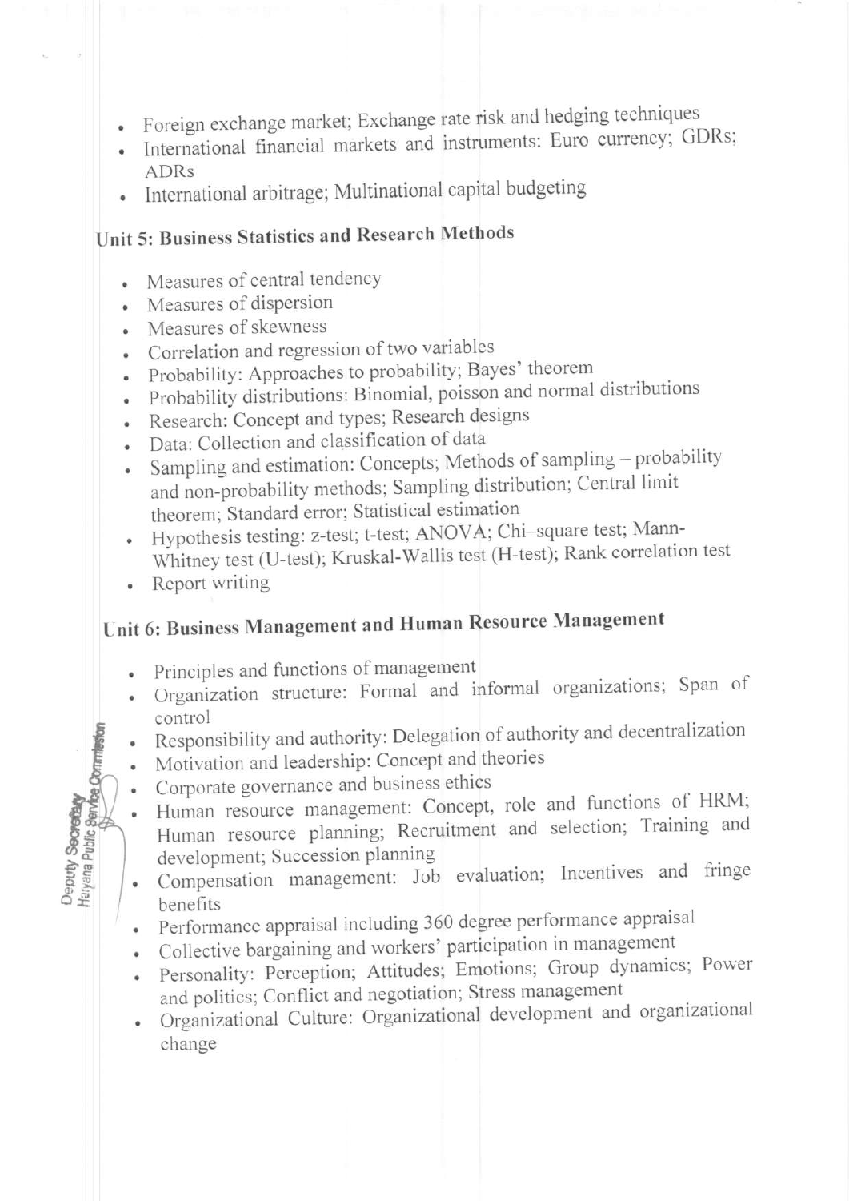- Foreign exchange market; Exchange rate risk and hedging techniques
- International financial markets and instruments: Euro currency; GDRs; ADRs
- International arbitrage; Multinational capital budgeting

## Unit 5: Business Statistics and Research Methods

- Measures of central tendency
- Measures of dispersion
- Measures of skewness
- Correlation and regression of two variables
- Probability: Approaches to probability; Bayes' theorem
- Probability distributions: Binomial, poisson and normal distributions
- Research: Concept and types; Research designs
- Data: Collection and classification of data
- Sampling and estimation: Concepts; Methods of sampling – probability and non-probability methods; Sampling distribution; Central limit theorem; Standard error; Statistical estimation
- Hypothesis testing: z-test; t-test; ANOVA; Chi–square test; Mann-Whitney test (U-test); Kruskal-Wallis test (H-test); Rank correlation test
- Report writing

## Unit 6: Business Management and Human Resource Management

- Principles and functions of management
- Organization structure: Formal and informal organizations; Span of control
- Responsibility and authority: Delegation of authority and decentralization
- Motivation and leadership: Concept and theories
- Corporate governance and business ethics
- Human resource management: Concept, role and functions of HRM; Human resource planning; Recruitment and selection; Training and development; Succession planning
- Compensation management: Job evaluation; Incentives and fringe benefits
- Performance appraisal including 360 degree performance appraisal
- Collective bargaining and workers' participation in management
- Personality: Perception; Attitudes; Emotions; Group dynamics; Power and politics; Conflict and negotiation; Stress management
- Organizational Culture: Organizational development and organizational change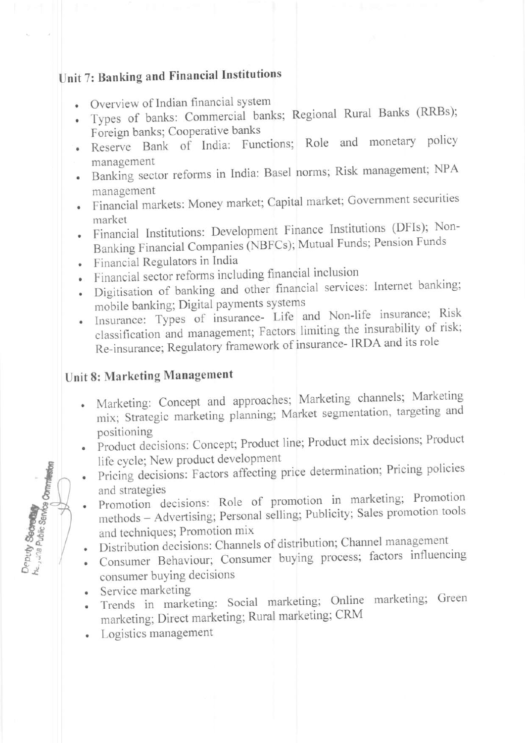## Unit 7: Banking and Financial Institutions

- Overview of Indian financial system
- Types of banks: Commercial banks; Regional Rural Banks (RRBs); Foreign banks; Cooperative banks
- Reserve Bank of India: Functions; Role and monetary policy management
- Banking sector reforms in India: Basel norms; Risk management; NPA management
- Financial markets: Money market; Capital market; Government securities market
- Financial Institutions: Development Finance Institutions (DFIs); Non-Banking Financial Companies (NBFCs); Mutual Funds; Pension Funds
- Financial Regulators in India
- Financial sector reforms including financial inclusion
- Digitisation of banking and other financial services: Internet banking; mobile banking; Digital payments systems
- Insurance: Types of insurance- Life and Non-life insurance; Risk classification and management; Factors limiting the insurability of risk; Re-insurance; Regulatory framework of insurance- IRDA and its role

## Unit 8: Marketing Management

- Marketing: Concept and approaches; Marketing channels; Marketing mix; Strategic marketing planning; Market segmentation, targeting and positioning
- Product decisions: Concept; Product line; Product mix decisions; Product life cycle; New product development
- Pricing decisions: Factors affecting price determination; Pricing policies and strategies
- Promotion decisions: Role of promotion in marketing; Promotion methods – Advertising; Personal selling; Publicity; Sales promotion tools and techniques; Promotion mix
- Distribution decisions: Channels of distribution; Channel management
- Consumer Behaviour; Consumer buying process; factors influencing consumer buying decisions
- Service marketing
- Trends in marketing: Social marketing; Online marketing; Green marketing; Direct marketing; Rural marketing; CRM
- Logistics management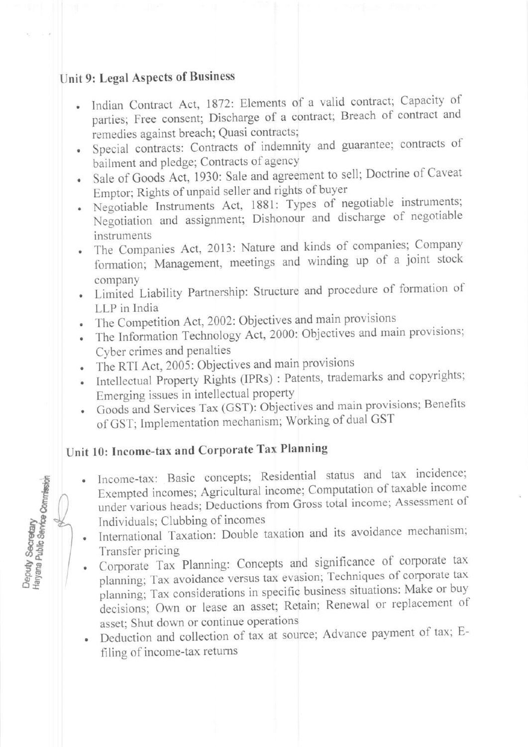## Unit 9: Legal Aspects of Business

- Indian Contract Act, 1872: Elements of a valid contract; Capacity of parties; Free consent; Discharge of a contract; Breach of contract and remedies against breach; Quasi contracts;
- Special contracts: Contracts of indemnity and guarantee; contracts of bailment and pledge; Contracts of agency
- Sale of Goods Act, 1930: Sale and agreement to sell; Doctrine of Caveat Emptor; Rights of unpaid seller and rights of buyer
- Negotiable Instruments Act, 1881: Types of negotiable instruments; Negotiation and assignment; Dishonour and discharge of negotiable instruments
- The Companies Act, 2013: Nature and kinds of companies; Company formation; Management, meetings and winding up of a joint stock company
- Limited Liability Partnership: Structure and procedure of formation of LLP in India
- The Competition Act, 2002: Objectives and main provisions
- The Information Technology Act, 2000: Objectives and main provisions; Cyber crimes and penalties
- The RTI Act, 2005: Objectives and main provisions
- Intellectual Property Rights (IPRs) : Patents, trademarks and copyrights; Emerging issues in intellectual property
- Goods and Services Tax (GST): Objectives and main provisions; Benefits of GST; Implementation mechanism; Working of dual GST

## Unit 10: Income-tax and Corporate Tax Planning

- Income-tax: Basic concepts; Residential status and tax incidence; Exempted incomes; Agricultural income; Computation of taxable income under various heads; Deductions from Gross total income; Assessment of Individuals; Clubbing of incomes
- International Taxation: Double taxation and its avoidance mechanism; Transfer pricing
- Corporate Tax Planning: Concepts and significance of corporate tax planning; Tax avoidance versus tax evasion; Techniques of corporate tax planning; Tax considerations in specific business situations: Make or buy decisions; Own or lease an asset; Retain; Renewal or replacement of asset; Shut down or continue operations
- Deduction and collection of tax at source; Advance payment of tax; E-filing of income-tax returns

Deputy Secretary
Haryana Public Service Commission